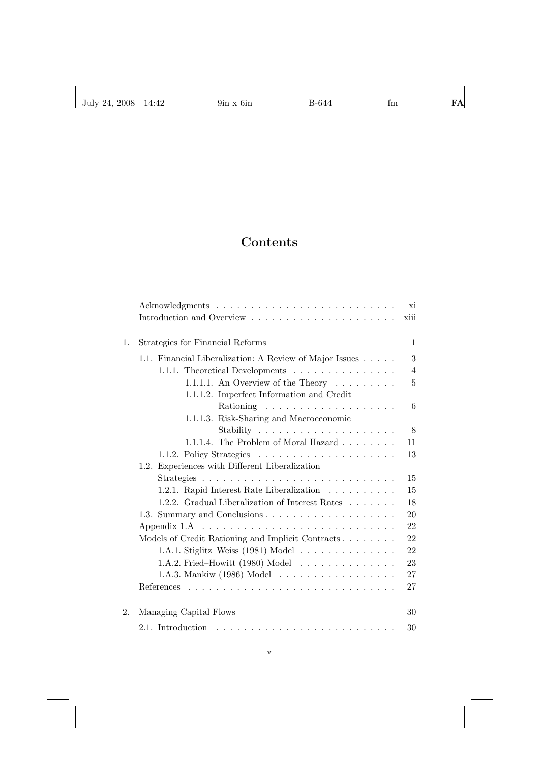# Contents

| | | |
|---|---|---|
| | Acknowledgments | xi |
| | Introduction and Overview | xiii |
| 1. | Strategies for Financial Reforms | 1 |
| | 1.1. Financial Liberalization: A Review of Major Issues | 3 |
| | 1.1.1. Theoretical Developments | 4 |
| | 1.1.1.1. An Overview of the Theory | 5 |
| | 1.1.1.2. Imperfect Information and Credit Rationing | 6 |
| | 1.1.1.3. Risk-Sharing and Macroeconomic Stability | 8 |
| | 1.1.1.4. The Problem of Moral Hazard | 11 |
| | 1.1.2. Policy Strategies | 13 |
| | 1.2. Experiences with Different Liberalization Strategies | 15 |
| | 1.2.1. Rapid Interest Rate Liberalization | 15 |
| | 1.2.2. Gradual Liberalization of Interest Rates | 18 |
| | 1.3. Summary and Conclusions | 20 |
| | Appendix 1.A | 22 |
| | Models of Credit Rationing and Implicit Contracts | 22 |
| | 1.A.1. Stiglitz–Weiss (1981) Model | 22 |
| | 1.A.2. Fried–Howitt (1980) Model | 23 |
| | 1.A.3. Mankiw (1986) Model | 27 |
| | References | 27 |
| 2. | Managing Capital Flows | 30 |
| | 2.1. Introduction | 30 |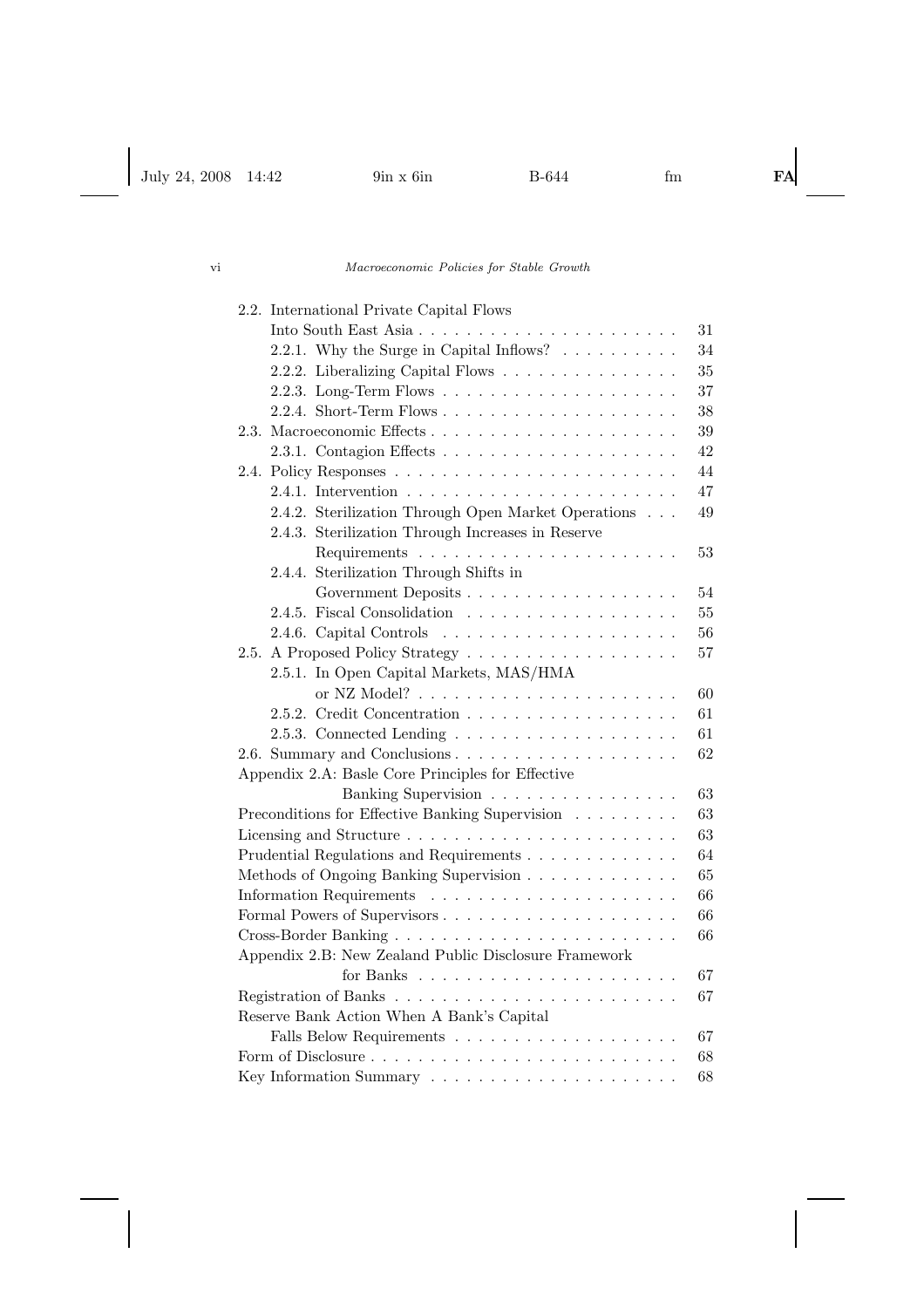2.2. International Private Capital Flows Into South East Asia . . . . . . . . . . 31
- 2.2.1. Why the Surge in Capital Inflows? . . . . . . . . . . 34
- 2.2.2. Liberalizing Capital Flows . . . . . . . . . . 35
- 2.2.3. Long-Term Flows . . . . . . . . . . 37
- 2.2.4. Short-Term Flows . . . . . . . . . . 38

2.3. Macroeconomic Effects . . . . . . . . . . 39
- 2.3.1. Contagion Effects . . . . . . . . . . 42

2.4. Policy Responses . . . . . . . . . . 44
- 2.4.1. Intervention . . . . . . . . . . 47
- 2.4.2. Sterilization Through Open Market Operations . . . 49
- 2.4.3. Sterilization Through Increases in Reserve Requirements . . . . . . . . . . 53
- 2.4.4. Sterilization Through Shifts in Government Deposits . . . . . . . . . . 54
- 2.4.5. Fiscal Consolidation . . . . . . . . . . 55
- 2.4.6. Capital Controls . . . . . . . . . . 56

2.5. A Proposed Policy Strategy . . . . . . . . . . 57
- 2.5.1. In Open Capital Markets, MAS/HMA or NZ Model? . . . . . . . . . . 60
- 2.5.2. Credit Concentration . . . . . . . . . . 61
- 2.5.3. Connected Lending . . . . . . . . . . 61

2.6. Summary and Conclusions . . . . . . . . . . 62

Appendix 2.A: Basle Core Principles for Effective Banking Supervision . . . . . . . . . . 63

Preconditions for Effective Banking Supervision . . . . . . . . . . 63

Licensing and Structure . . . . . . . . . . 63

Prudential Regulations and Requirements . . . . . . . . . . 64

Methods of Ongoing Banking Supervision . . . . . . . . . . 65

Information Requirements . . . . . . . . . . 66

Formal Powers of Supervisors . . . . . . . . . . 66

Cross-Border Banking . . . . . . . . . . 66

Appendix 2.B: New Zealand Public Disclosure Framework for Banks . . . . . . . . . . 67

Registration of Banks . . . . . . . . . . 67

Reserve Bank Action When A Bank's Capital Falls Below Requirements . . . . . . . . . . 67

Form of Disclosure . . . . . . . . . . 68

Key Information Summary . . . . . . . . . . 68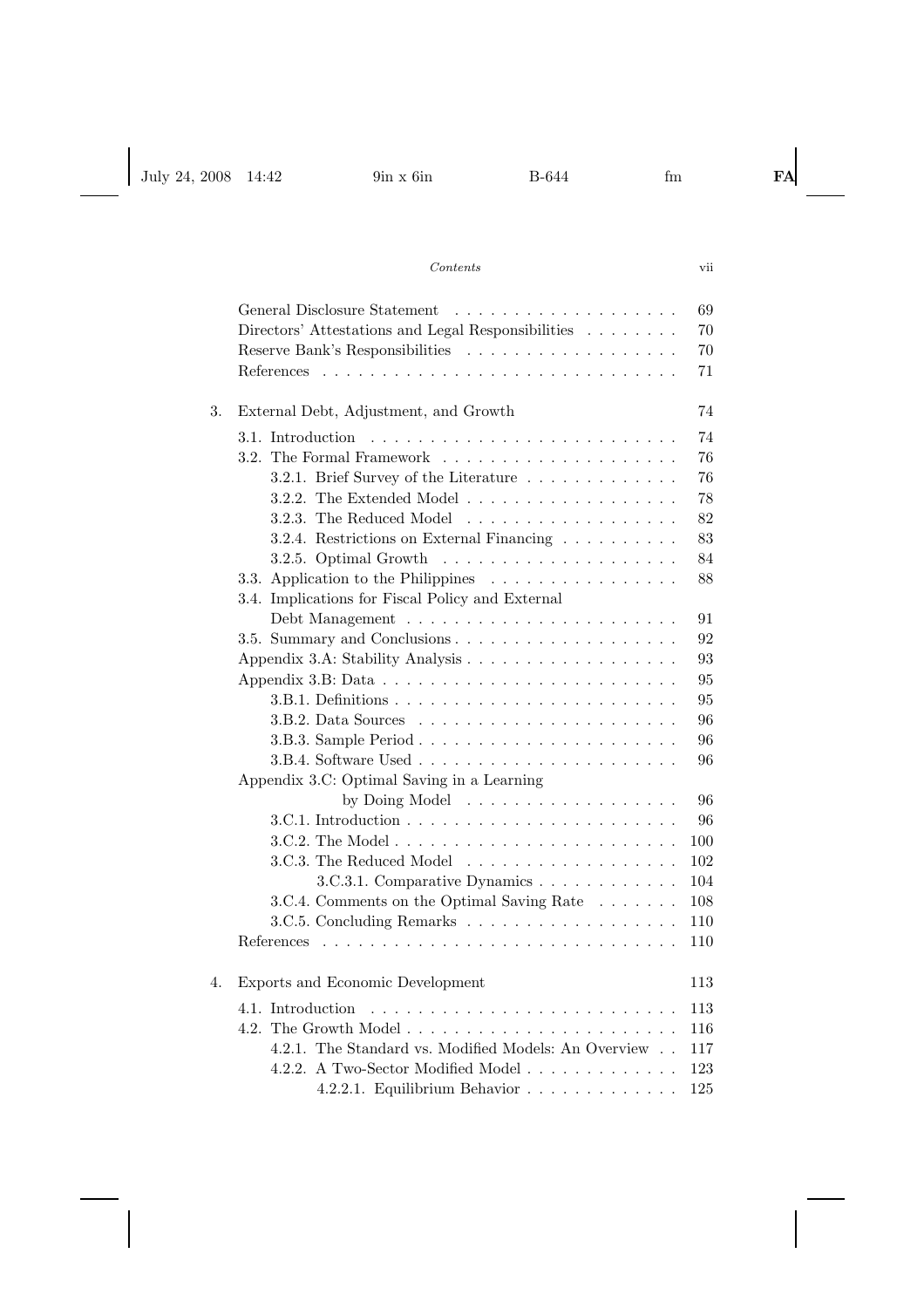General Disclosure Statement . . . . . . . . . . . . . . . . . . . 69
Directors' Attestations and Legal Responsibilities . . . . . . . . 70
Reserve Bank's Responsibilities . . . . . . . . . . . . . . . . . . 70
References . . . . . . . . . . . . . . . . . . . . . . . . . . . . 71

3. External Debt, Adjustment, and Growth 74

- 3.1. Introduction . . . . . . . . . . . . . . . . . . . . . . . . . 74
- 3.2. The Formal Framework . . . . . . . . . . . . . . . . . . . . 76
  - 3.2.1. Brief Survey of the Literature . . . . . . . . . . . . . 76
  - 3.2.2. The Extended Model . . . . . . . . . . . . . . . . . . 78
  - 3.2.3. The Reduced Model . . . . . . . . . . . . . . . . . . 82
  - 3.2.4. Restrictions on External Financing . . . . . . . . . . 83
  - 3.2.5. Optimal Growth . . . . . . . . . . . . . . . . . . . . 84
- 3.3. Application to the Philippines . . . . . . . . . . . . . . . . 88
- 3.4. Implications for Fiscal Policy and External Debt Management . . . . . . . . . . . . . . . . . . . . . . . 91
- 3.5. Summary and Conclusions . . . . . . . . . . . . . . . . . . . 92
- Appendix 3.A: Stability Analysis . . . . . . . . . . . . . . . . . . 93
- Appendix 3.B: Data . . . . . . . . . . . . . . . . . . . . . . . . . 95
  - 3.B.1. Definitions . . . . . . . . . . . . . . . . . . . . . . . 95
  - 3.B.2. Data Sources . . . . . . . . . . . . . . . . . . . . . . 96
  - 3.B.3. Sample Period . . . . . . . . . . . . . . . . . . . . . . 96
  - 3.B.4. Software Used . . . . . . . . . . . . . . . . . . . . . . 96
- Appendix 3.C: Optimal Saving in a Learning by Doing Model . . . . . . . . . . . . . . . . . . 96
  - 3.C.1. Introduction . . . . . . . . . . . . . . . . . . . . . . . 96
  - 3.C.2. The Model . . . . . . . . . . . . . . . . . . . . . . . . 100
  - 3.C.3. The Reduced Model . . . . . . . . . . . . . . . . . . 102
    - 3.C.3.1. Comparative Dynamics . . . . . . . . . . . . 104
  - 3.C.4. Comments on the Optimal Saving Rate . . . . . . . 108
  - 3.C.5. Concluding Remarks . . . . . . . . . . . . . . . . . . 110
- References . . . . . . . . . . . . . . . . . . . . . . . . . . . . 110

4. Exports and Economic Development 113

- 4.1. Introduction . . . . . . . . . . . . . . . . . . . . . . . . . 113
- 4.2. The Growth Model . . . . . . . . . . . . . . . . . . . . . . . 116
  - 4.2.1. The Standard vs. Modified Models: An Overview . . 117
  - 4.2.2. A Two-Sector Modified Model . . . . . . . . . . . . . 123
    - 4.2.2.1. Equilibrium Behavior . . . . . . . . . . . . . 125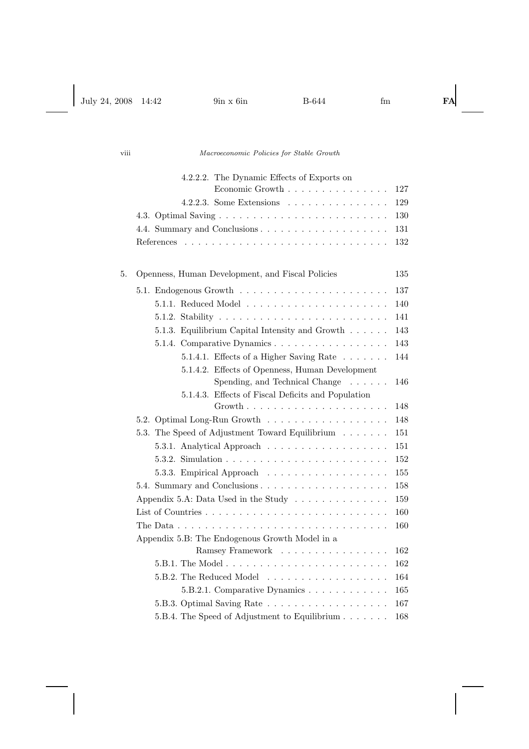4.2.2.2. The Dynamic Effects of Exports on Economic Growth . . . . . . . . . . . . . . . 127

4.2.2.3. Some Extensions . . . . . . . . . . . . . . . 129

4.3. Optimal Saving . . . . . . . . . . . . . . . . . . . . . . . . . 130

4.4. Summary and Conclusions . . . . . . . . . . . . . . . . . . . 131

References . . . . . . . . . . . . . . . . . . . . . . . . . . . . . 132

5. Openness, Human Development, and Fiscal Policies 135

5.1. Endogenous Growth . . . . . . . . . . . . . . . . . . . . . . 137

5.1.1. Reduced Model . . . . . . . . . . . . . . . . . . . . . 140

5.1.2. Stability . . . . . . . . . . . . . . . . . . . . . . . . . 141

5.1.3. Equilibrium Capital Intensity and Growth . . . . . . 143

5.1.4. Comparative Dynamics . . . . . . . . . . . . . . . . . 143

5.1.4.1. Effects of a Higher Saving Rate . . . . . . . 144

5.1.4.2. Effects of Openness, Human Development Spending, and Technical Change . . . . . . 146

5.1.4.3. Effects of Fiscal Deficits and Population Growth . . . . . . . . . . . . . . . . . . . . . 148

5.2. Optimal Long-Run Growth . . . . . . . . . . . . . . . . . . 148

5.3. The Speed of Adjustment Toward Equilibrium . . . . . . . 151

5.3.1. Analytical Approach . . . . . . . . . . . . . . . . . . 151

5.3.2. Simulation . . . . . . . . . . . . . . . . . . . . . . . . 152

5.3.3. Empirical Approach . . . . . . . . . . . . . . . . . . 155

5.4. Summary and Conclusions . . . . . . . . . . . . . . . . . . . 158

Appendix 5.A: Data Used in the Study . . . . . . . . . . . . . . 159

List of Countries . . . . . . . . . . . . . . . . . . . . . . . . . . 160

The Data . . . . . . . . . . . . . . . . . . . . . . . . . . . . . . . 160

Appendix 5.B: The Endogenous Growth Model in a Ramsey Framework . . . . . . . . . . . . . . . . 162

5.B.1. The Model . . . . . . . . . . . . . . . . . . . . . . . . 162

5.B.2. The Reduced Model . . . . . . . . . . . . . . . . . . 164

5.B.2.1. Comparative Dynamics . . . . . . . . . . . . 165

5.B.3. Optimal Saving Rate . . . . . . . . . . . . . . . . . . 167

5.B.4. The Speed of Adjustment to Equilibrium . . . . . . . 168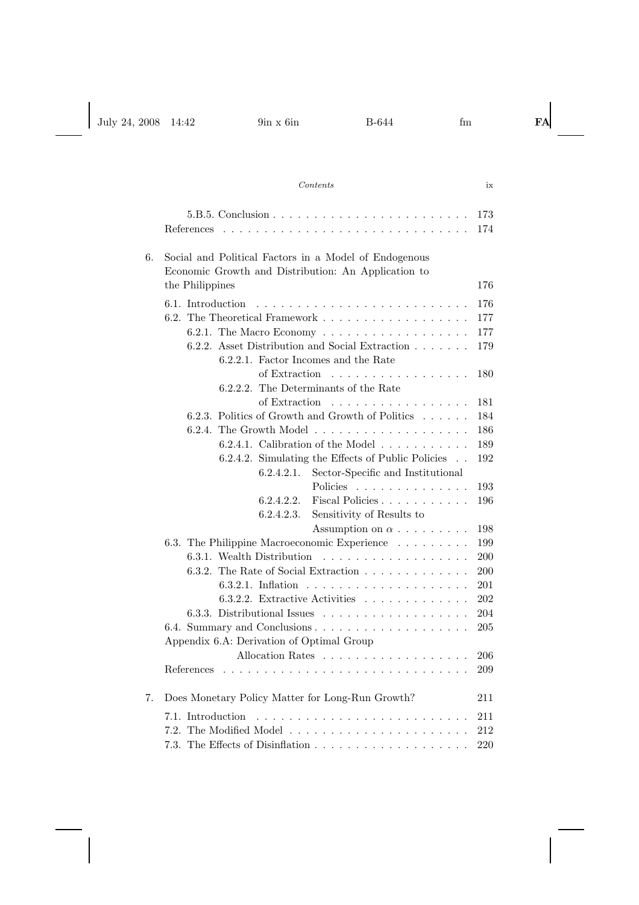5.B.5. Conclusion . . . . . . . . . . . . . . . . . . . . . . . . 173
References . . . . . . . . . . . . . . . . . . . . . . . . . . . . . 174

6. Social and Political Factors in a Model of Endogenous Economic Growth and Distribution: An Application to the Philippines 176

6.1. Introduction . . . . . . . . . . . . . . . . . . . . . . . . . 176
6.2. The Theoretical Framework . . . . . . . . . . . . . . . . . . 177
6.2.1. The Macro Economy . . . . . . . . . . . . . . . . . 177
6.2.2. Asset Distribution and Social Extraction . . . . . . . 179
6.2.2.1. Factor Incomes and the Rate of Extraction . . . . . . . . . . . . . . . . 180
6.2.2.2. The Determinants of the Rate of Extraction . . . . . . . . . . . . . . . . 181
6.2.3. Politics of Growth and Growth of Politics . . . . . . 184
6.2.4. The Growth Model . . . . . . . . . . . . . . . . . . 186
6.2.4.1. Calibration of the Model . . . . . . . . . . . 189
6.2.4.2. Simulating the Effects of Public Policies . . 192
6.2.4.2.1. Sector-Specific and Institutional Policies . . . . . . . . . . . . . . 193
6.2.4.2.2. Fiscal Policies . . . . . . . . . . . 196
6.2.4.2.3. Sensitivity of Results to Assumption on $\alpha$ . . . . . . . . . 198
6.3. The Philippine Macroeconomic Experience . . . . . . . . . 199
6.3.1. Wealth Distribution . . . . . . . . . . . . . . . . . . 200
6.3.2. The Rate of Social Extraction . . . . . . . . . . . . . 200
6.3.2.1. Inflation . . . . . . . . . . . . . . . . . . . . 201
6.3.2.2. Extractive Activities . . . . . . . . . . . . . 202
6.3.3. Distributional Issues . . . . . . . . . . . . . . . . . . 204
6.4. Summary and Conclusions . . . . . . . . . . . . . . . . . . 205
Appendix 6.A: Derivation of Optimal Group Allocation Rates . . . . . . . . . . . . . . . . . . 206
References . . . . . . . . . . . . . . . . . . . . . . . . . . . . . 209

7. Does Monetary Policy Matter for Long-Run Growth? 211

7.1. Introduction . . . . . . . . . . . . . . . . . . . . . . . . . 211
7.2. The Modified Model . . . . . . . . . . . . . . . . . . . . . . 212
7.3. The Effects of Disinflation . . . . . . . . . . . . . . . . . . 220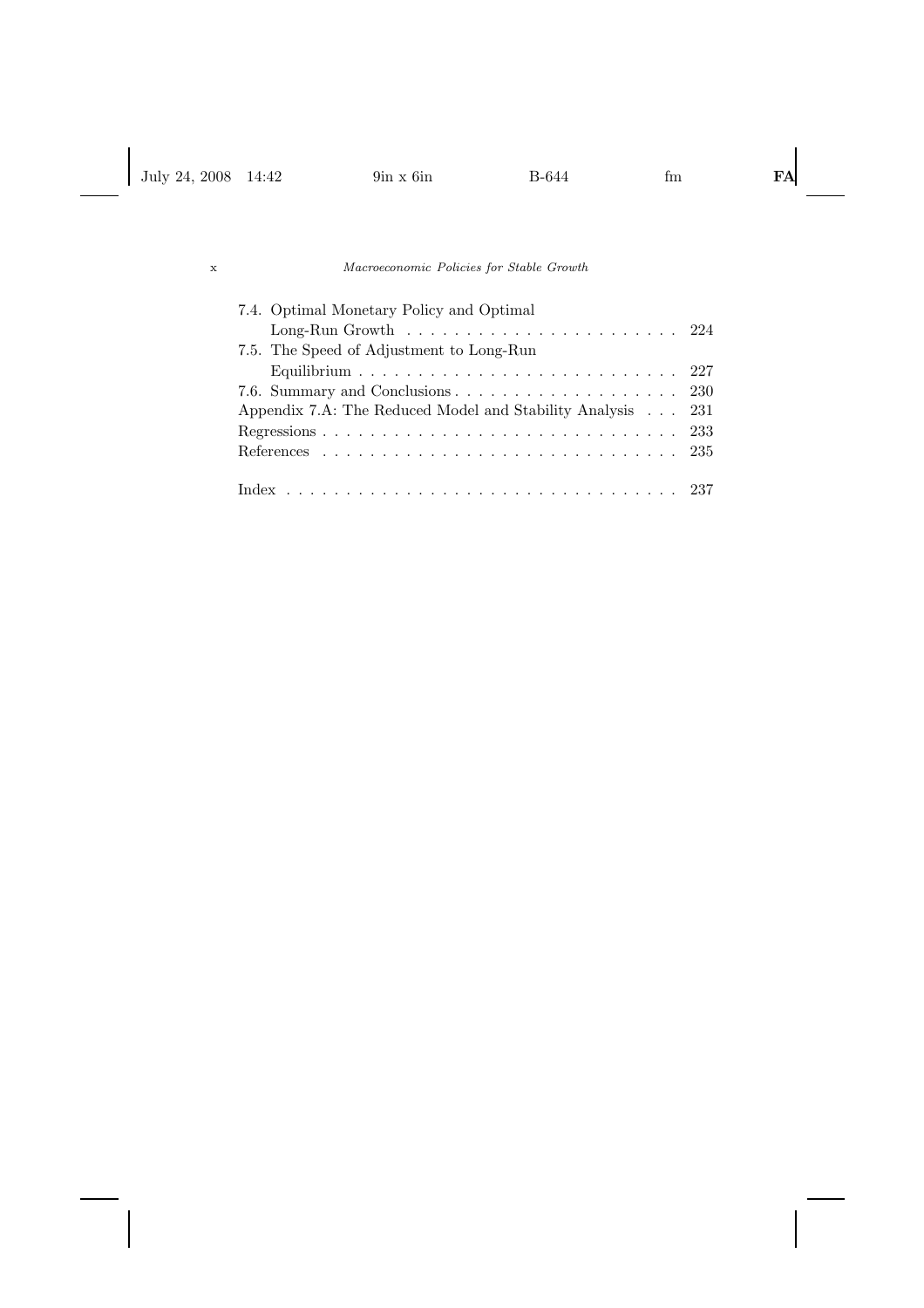7.4. Optimal Monetary Policy and Optimal Long-Run Growth . . . . . . . . . . . . . . . . . . . . . . 224
7.5. The Speed of Adjustment to Long-Run Equilibrium . . . . . . . . . . . . . . . . . . . . . . . . . . 227
7.6. Summary and Conclusions . . . . . . . . . . . . . . . . . . . 230
Appendix 7.A: The Reduced Model and Stability Analysis . . . 231
Regressions . . . . . . . . . . . . . . . . . . . . . . . . . . . . . . 233
References . . . . . . . . . . . . . . . . . . . . . . . . . . . . . . 235

Index . . . . . . . . . . . . . . . . . . . . . . . . . . . . . . . . 237